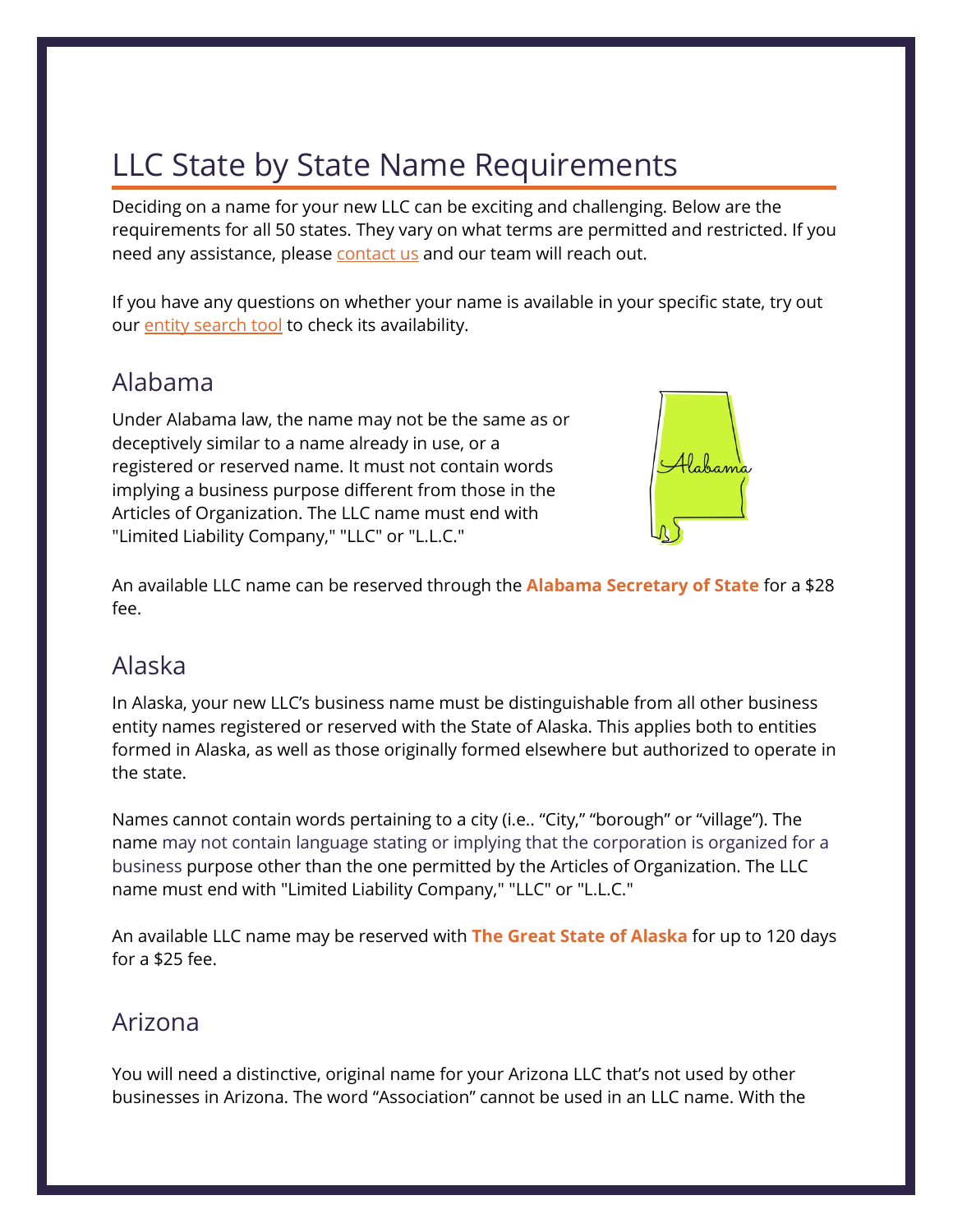# LLC State by State Name Requirements

Deciding on a name for your new LLC can be exciting and challenging. Below are the requirements for all 50 states. They vary on what terms are permitted and restricted. If you need any assistance, please contact us and our team will reach out.

If you have any questions on whether your name is available in your specific state, try out our entity search tool to check its availability.

## Alabama

Under Alabama law, the name may not be the same as or deceptively similar to a name already in use, or a registered or reserved name. It must not contain words implying a business purpose different from those in the Articles of Organization. The LLC name must end with "Limited Liability Company," "LLC" or "L.L.C."

An available LLC name can be reserved through the **Alabama Secretary of State** for a $28 fee.

## Alaska

In Alaska, your new LLC's business name must be distinguishable from all other business entity names registered or reserved with the State of Alaska. This applies both to entities formed in Alaska, as well as those originally formed elsewhere but authorized to operate in the state.

Names cannot contain words pertaining to a city (i.e.. "City," "borough" or "village"). The name may not contain language stating or implying that the corporation is organized for a business purpose other than the one permitted by the Articles of Organization. The LLC name must end with "Limited Liability Company," "LLC" or "L.L.C."

An available LLC name may be reserved with **The Great State of Alaska** for up to 120 days for a $25 fee.

## Arizona

You will need a distinctive, original name for your Arizona LLC that's not used by other businesses in Arizona. The word "Association" cannot be used in an LLC name. With the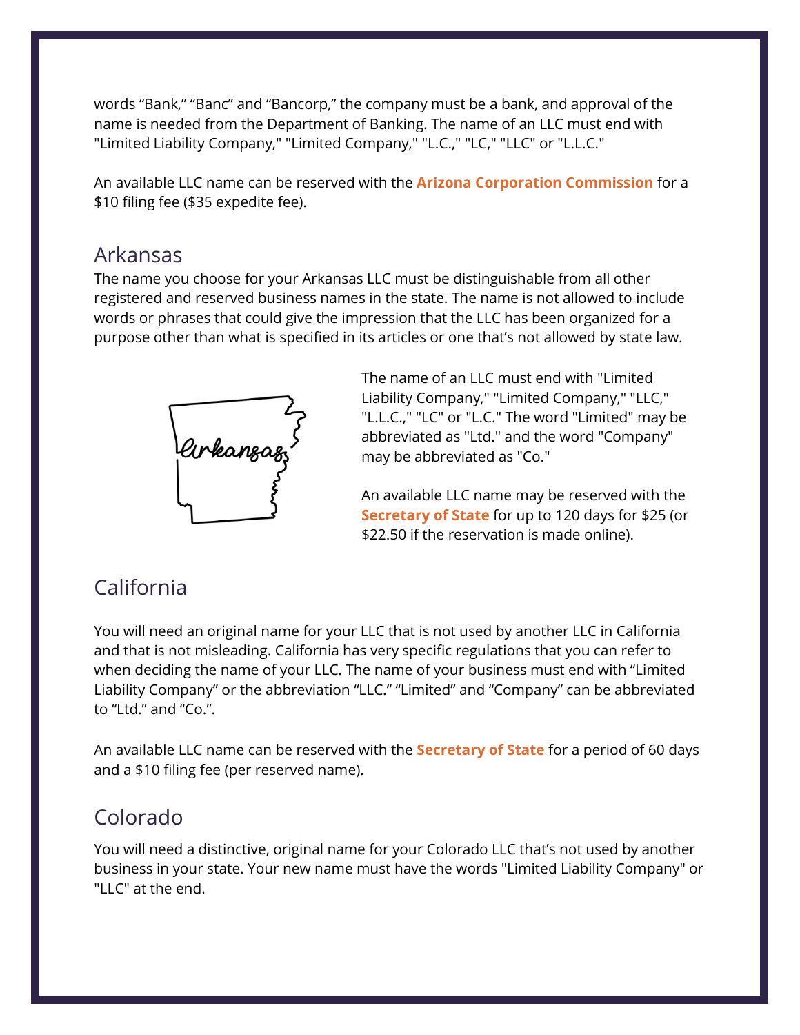words “Bank,” “Banc” and “Bancorp,” the company must be a bank, and approval of the name is needed from the Department of Banking. The name of an LLC must end with "Limited Liability Company," "Limited Company," "L.C.," "LC," "LLC" or "L.L.C."

An available LLC name can be reserved with the **Arizona Corporation Commission** for a $10 filing fee ($35 expedite fee).

## Arkansas

The name you choose for your Arkansas LLC must be distinguishable from all other registered and reserved business names in the state. The name is not allowed to include words or phrases that could give the impression that the LLC has been organized for a purpose other than what is specified in its articles or one that’s not allowed by state law.

The name of an LLC must end with "Limited Liability Company," "Limited Company," "LLC," "L.L.C.," "LC" or "L.C." The word "Limited" may be abbreviated as "Ltd." and the word "Company" may be abbreviated as "Co."

An available LLC name may be reserved with the **Secretary of State** for up to 120 days for $25 (or $22.50 if the reservation is made online).

## California

You will need an original name for your LLC that is not used by another LLC in California and that is not misleading. California has very specific regulations that you can refer to when deciding the name of your LLC. The name of your business must end with “Limited Liability Company” or the abbreviation “LLC.” “Limited” and “Company” can be abbreviated to “Ltd.” and “Co.”.

An available LLC name can be reserved with the **Secretary of State** for a period of 60 days and a $10 filing fee (per reserved name).

## Colorado

You will need a distinctive, original name for your Colorado LLC that’s not used by another business in your state. Your new name must have the words "Limited Liability Company" or "LLC" at the end.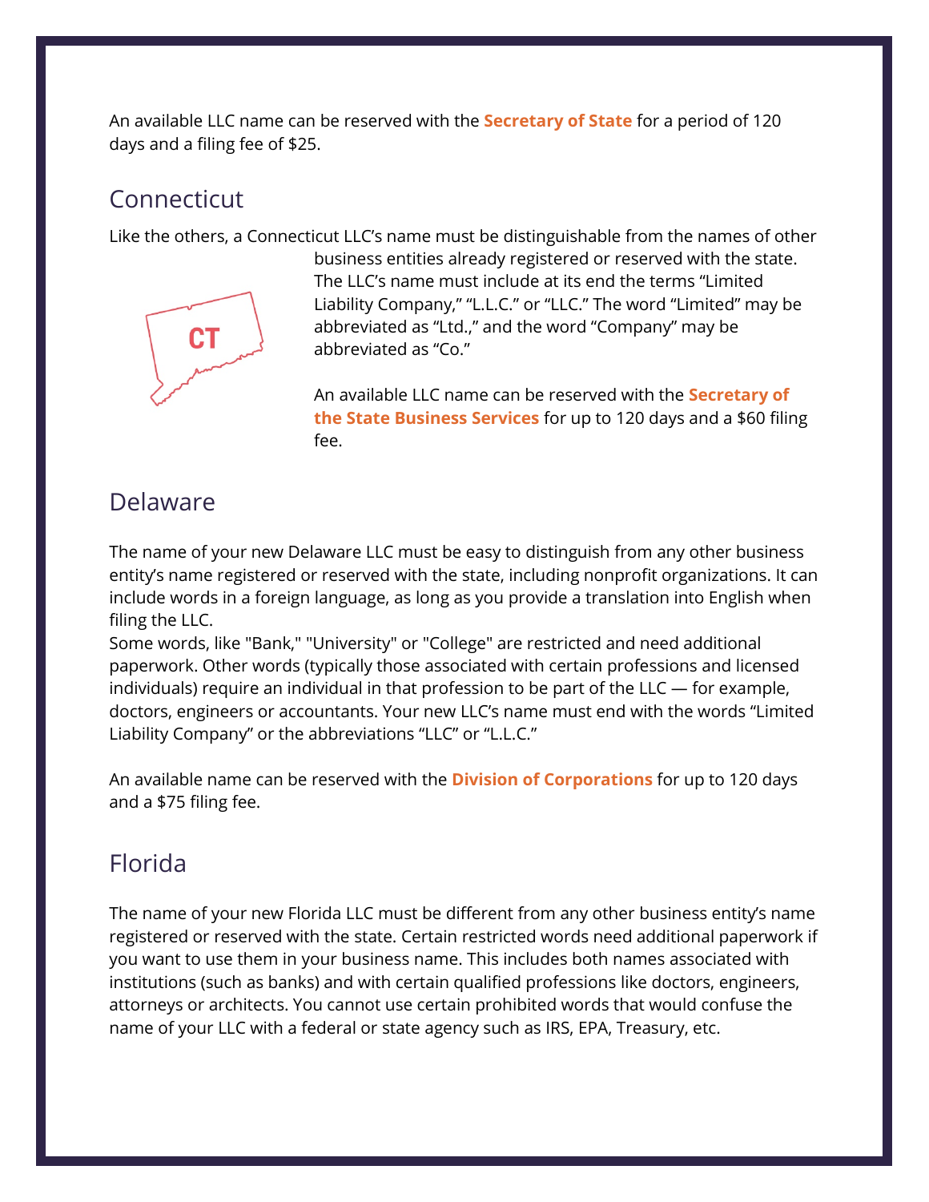An available LLC name can be reserved with the **Secretary of State** for a period of 120 days and a filing fee of $25.

## Connecticut

Like the others, a Connecticut LLC's name must be distinguishable from the names of other business entities already registered or reserved with the state. The LLC's name must include at its end the terms "Limited Liability Company," "L.L.C." or "LLC." The word "Limited" may be abbreviated as "Ltd.," and the word "Company" may be abbreviated as "Co."

An available LLC name can be reserved with the **Secretary of the State Business Services** for up to 120 days and a $60 filing fee.

## Delaware

The name of your new Delaware LLC must be easy to distinguish from any other business entity's name registered or reserved with the state, including nonprofit organizations. It can include words in a foreign language, as long as you provide a translation into English when filing the LLC.

Some words, like "Bank," "University" or "College" are restricted and need additional paperwork. Other words (typically those associated with certain professions and licensed individuals) require an individual in that profession to be part of the LLC — for example, doctors, engineers or accountants. Your new LLC's name must end with the words "Limited Liability Company" or the abbreviations "LLC" or "L.L.C."

An available name can be reserved with the **Division of Corporations** for up to 120 days and a $75 filing fee.

## Florida

The name of your new Florida LLC must be different from any other business entity's name registered or reserved with the state. Certain restricted words need additional paperwork if you want to use them in your business name. This includes both names associated with institutions (such as banks) and with certain qualified professions like doctors, engineers, attorneys or architects. You cannot use certain prohibited words that would confuse the name of your LLC with a federal or state agency such as IRS, EPA, Treasury, etc.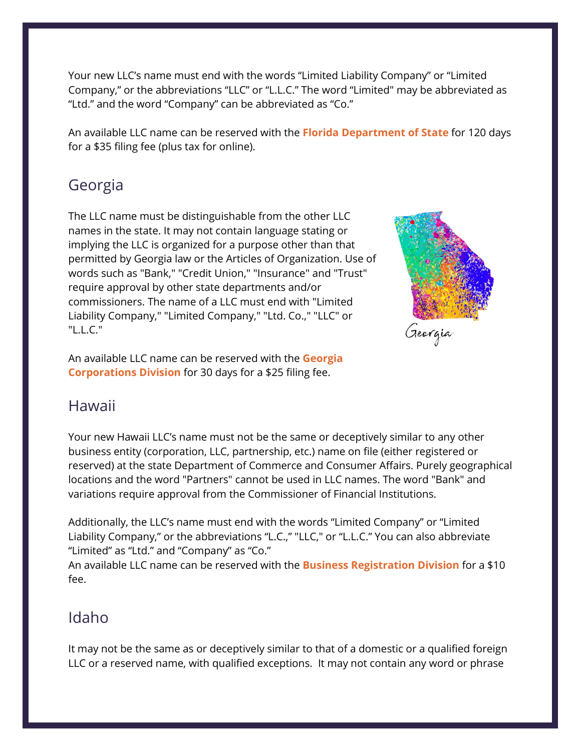Your new LLC's name must end with the words "Limited Liability Company" or "Limited Company," or the abbreviations "LLC" or "L.L.C." The word "Limited" may be abbreviated as "Ltd." and the word "Company" can be abbreviated as "Co."

An available LLC name can be reserved with the **Florida Department of State** for 120 days for a $35 filing fee (plus tax for online).

## Georgia

The LLC name must be distinguishable from the other LLC names in the state. It may not contain language stating or implying the LLC is organized for a purpose other than that permitted by Georgia law or the Articles of Organization. Use of words such as "Bank," "Credit Union," "Insurance" and "Trust" require approval by other state departments and/or commissioners. The name of a LLC must end with "Limited Liability Company," "Limited Company," "Ltd. Co.," "LLC" or "L.L.C."

An available LLC name can be reserved with the **Georgia Corporations Division** for 30 days for a $25 filing fee.

## Hawaii

Your new Hawaii LLC's name must not be the same or deceptively similar to any other business entity (corporation, LLC, partnership, etc.) name on file (either registered or reserved) at the state Department of Commerce and Consumer Affairs. Purely geographical locations and the word "Partners" cannot be used in LLC names. The word "Bank" and variations require approval from the Commissioner of Financial Institutions.

Additionally, the LLC's name must end with the words "Limited Company" or "Limited Liability Company," or the abbreviations "L.C.," "LLC," or "L.L.C." You can also abbreviate "Limited" as "Ltd." and "Company" as "Co."
An available LLC name can be reserved with the **Business Registration Division** for a $10 fee.

## Idaho

It may not be the same as or deceptively similar to that of a domestic or a qualified foreign LLC or a reserved name, with qualified exceptions. It may not contain any word or phrase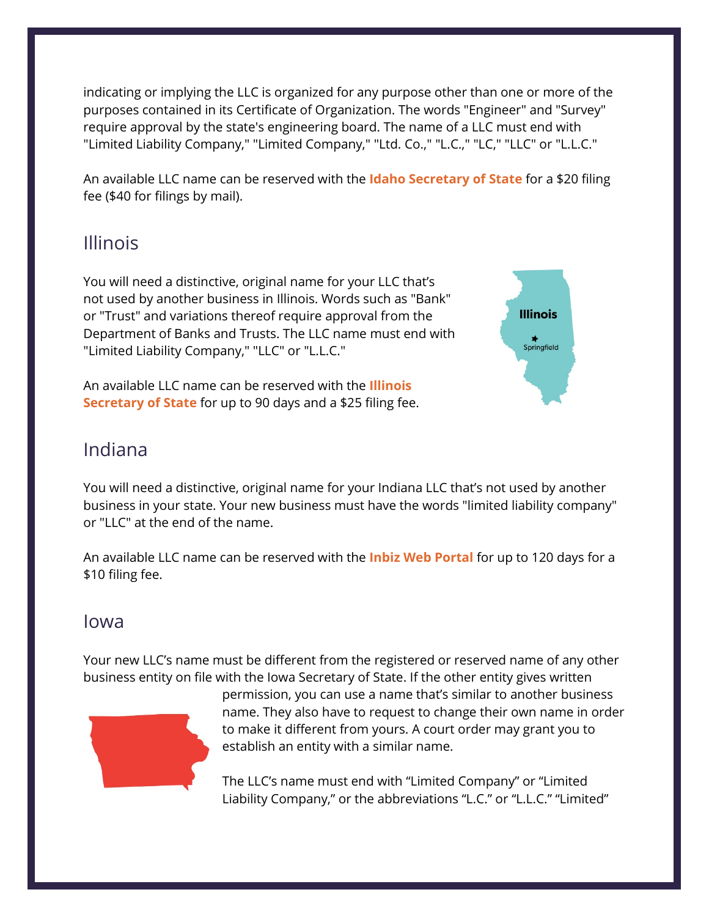indicating or implying the LLC is organized for any purpose other than one or more of the purposes contained in its Certificate of Organization. The words "Engineer" and "Survey" require approval by the state's engineering board. The name of a LLC must end with "Limited Liability Company," "Limited Company," "Ltd. Co.," "L.C.," "LC," "LLC" or "L.L.C."

An available LLC name can be reserved with the **Idaho Secretary of State** for a $20 filing fee ($40 for filings by mail).

## Illinois

You will need a distinctive, original name for your LLC that's not used by another business in Illinois. Words such as "Bank" or "Trust" and variations thereof require approval from the Department of Banks and Trusts. The LLC name must end with "Limited Liability Company," "LLC" or "L.L.C."

An available LLC name can be reserved with the **Illinois Secretary of State** for up to 90 days and a $25 filing fee.

## Indiana

You will need a distinctive, original name for your Indiana LLC that's not used by another business in your state. Your new business must have the words "limited liability company" or "LLC" at the end of the name.

An available LLC name can be reserved with the **Inbiz Web Portal** for up to 120 days for a $10 filing fee.

## Iowa

Your new LLC's name must be different from the registered or reserved name of any other business entity on file with the Iowa Secretary of State. If the other entity gives written permission, you can use a name that's similar to another business name. They also have to request to change their own name in order to make it different from yours. A court order may grant you to establish an entity with a similar name.

The LLC's name must end with "Limited Company" or "Limited Liability Company," or the abbreviations "L.C." or "L.L.C." "Limited"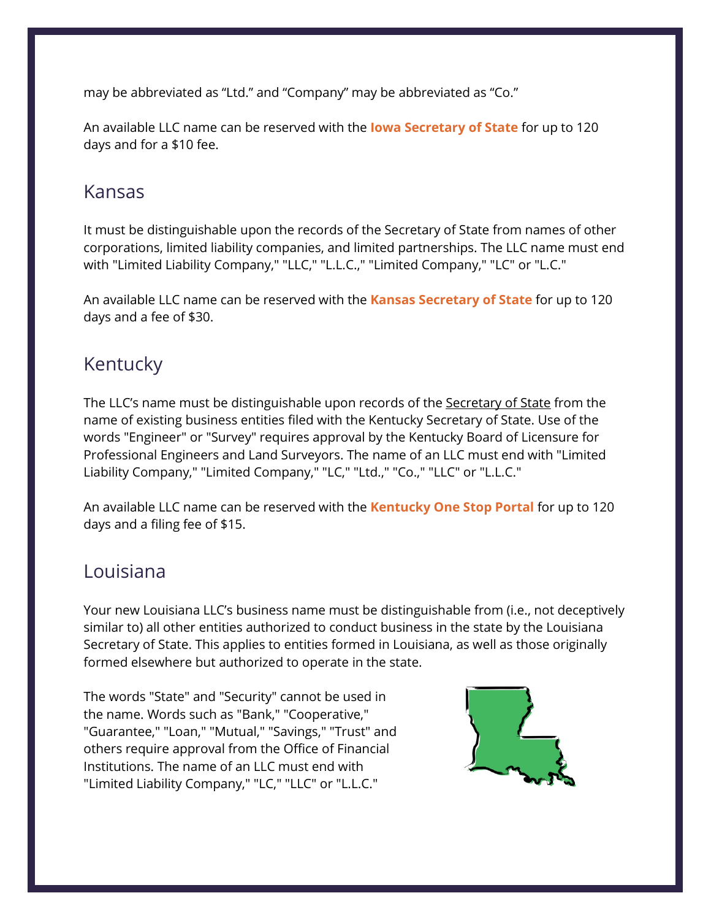may be abbreviated as “Ltd.” and “Company” may be abbreviated as “Co.”

An available LLC name can be reserved with the **Iowa Secretary of State** for up to 120 days and for a $10 fee.

## Kansas

It must be distinguishable upon the records of the Secretary of State from names of other corporations, limited liability companies, and limited partnerships. The LLC name must end with "Limited Liability Company," "LLC," "L.L.C.," "Limited Company," "LC" or "L.C."

An available LLC name can be reserved with the **Kansas Secretary of State** for up to 120 days and a fee of $30.

## Kentucky

The LLC's name must be distinguishable upon records of the Secretary of State from the name of existing business entities filed with the Kentucky Secretary of State. Use of the words "Engineer" or "Survey" requires approval by the Kentucky Board of Licensure for Professional Engineers and Land Surveyors. The name of an LLC must end with "Limited Liability Company," "Limited Company," "LC," "Ltd.," "Co.," "LLC" or "L.L.C."

An available LLC name can be reserved with the **Kentucky One Stop Portal** for up to 120 days and a filing fee of $15.

## Louisiana

Your new Louisiana LLC's business name must be distinguishable from (i.e., not deceptively similar to) all other entities authorized to conduct business in the state by the Louisiana Secretary of State. This applies to entities formed in Louisiana, as well as those originally formed elsewhere but authorized to operate in the state.

The words "State" and "Security" cannot be used in the name. Words such as "Bank," "Cooperative," "Guarantee," "Loan," "Mutual," "Savings," "Trust" and others require approval from the Office of Financial Institutions. The name of an LLC must end with "Limited Liability Company," "LC," "LLC" or "L.L.C."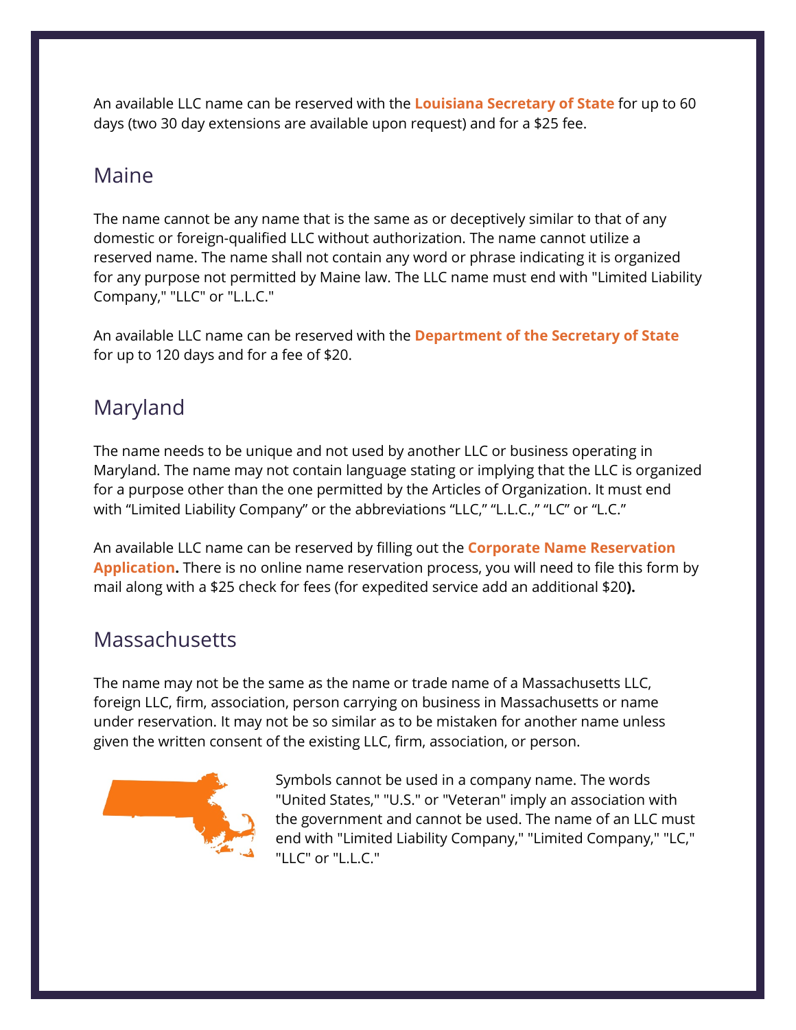An available LLC name can be reserved with the **Louisiana Secretary of State** for up to 60 days (two 30 day extensions are available upon request) and for a $25 fee.

## Maine

The name cannot be any name that is the same as or deceptively similar to that of any domestic or foreign-qualified LLC without authorization. The name cannot utilize a reserved name. The name shall not contain any word or phrase indicating it is organized for any purpose not permitted by Maine law. The LLC name must end with "Limited Liability Company," "LLC" or "L.L.C."

An available LLC name can be reserved with the **Department of the Secretary of State** for up to 120 days and for a fee of $20.

## Maryland

The name needs to be unique and not used by another LLC or business operating in Maryland. The name may not contain language stating or implying that the LLC is organized for a purpose other than the one permitted by the Articles of Organization. It must end with "Limited Liability Company" or the abbreviations "LLC," "L.L.C.," "LC" or "L.C."

An available LLC name can be reserved by filling out the **Corporate Name Reservation Application.** There is no online name reservation process, you will need to file this form by mail along with a $25 check for fees (for expedited service add an additional $20**).**

## Massachusetts

The name may not be the same as the name or trade name of a Massachusetts LLC, foreign LLC, firm, association, person carrying on business in Massachusetts or name under reservation. It may not be so similar as to be mistaken for another name unless given the written consent of the existing LLC, firm, association, or person.

Symbols cannot be used in a company name. The words "United States," "U.S." or "Veteran" imply an association with the government and cannot be used. The name of an LLC must end with "Limited Liability Company," "Limited Company," "LC," "LLC" or "L.L.C."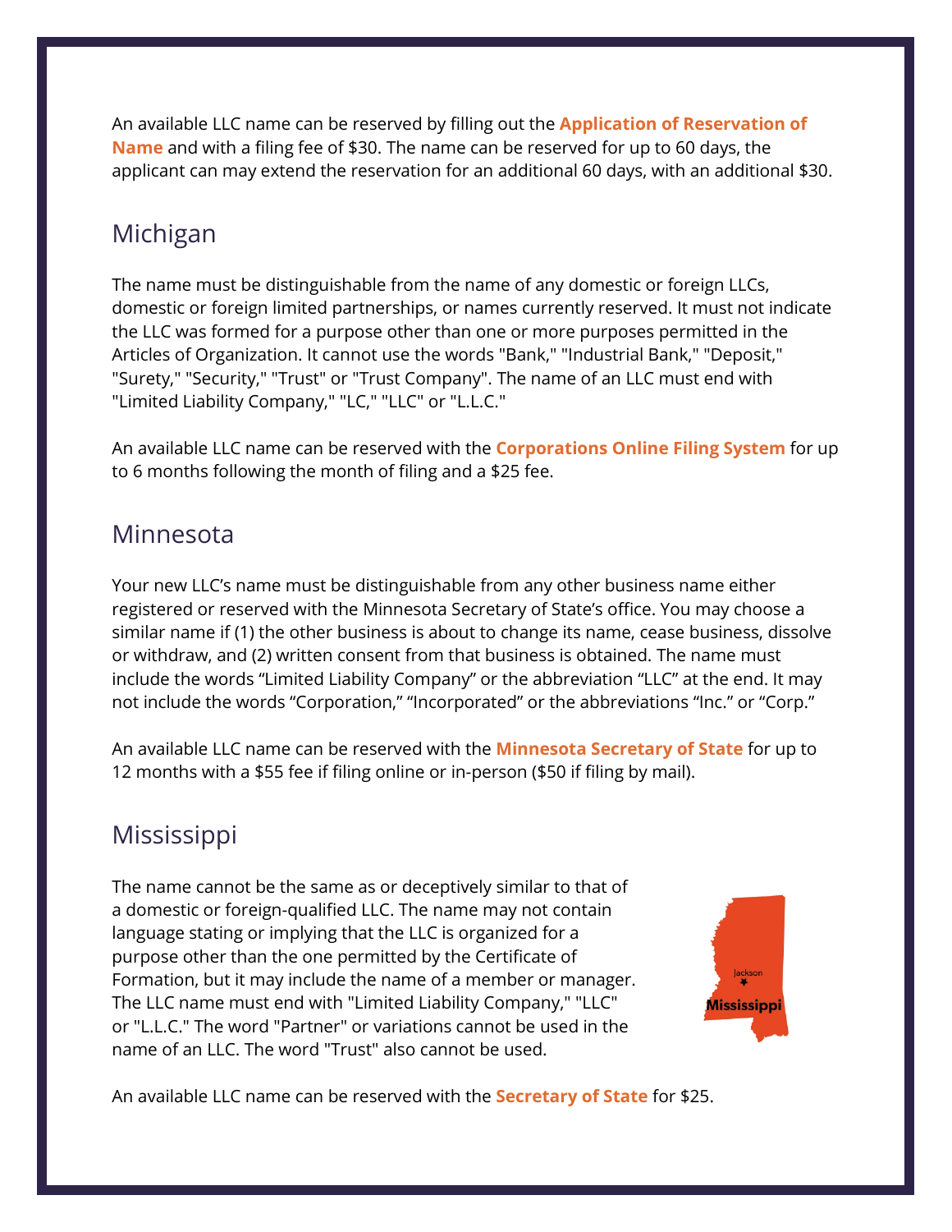An available LLC name can be reserved by filling out the **Application of Reservation of Name** and with a filing fee of $30. The name can be reserved for up to 60 days, the applicant can may extend the reservation for an additional 60 days, with an additional $30.

## Michigan

The name must be distinguishable from the name of any domestic or foreign LLCs, domestic or foreign limited partnerships, or names currently reserved. It must not indicate the LLC was formed for a purpose other than one or more purposes permitted in the Articles of Organization. It cannot use the words "Bank," "Industrial Bank," "Deposit," "Surety," "Security," "Trust" or "Trust Company". The name of an LLC must end with "Limited Liability Company," "LC," "LLC" or "L.L.C."

An available LLC name can be reserved with the **Corporations Online Filing System** for up to 6 months following the month of filing and a $25 fee.

## Minnesota

Your new LLC's name must be distinguishable from any other business name either registered or reserved with the Minnesota Secretary of State's office. You may choose a similar name if (1) the other business is about to change its name, cease business, dissolve or withdraw, and (2) written consent from that business is obtained. The name must include the words "Limited Liability Company" or the abbreviation "LLC" at the end. It may not include the words "Corporation," "Incorporated" or the abbreviations "Inc." or "Corp."

An available LLC name can be reserved with the **Minnesota Secretary of State** for up to 12 months with a $55 fee if filing online or in-person ($50 if filing by mail).

## Mississippi

The name cannot be the same as or deceptively similar to that of a domestic or foreign-qualified LLC. The name may not contain language stating or implying that the LLC is organized for a purpose other than the one permitted by the Certificate of Formation, but it may include the name of a member or manager. The LLC name must end with "Limited Liability Company," "LLC" or "L.L.C." The word "Partner" or variations cannot be used in the name of an LLC. The word "Trust" also cannot be used.

An available LLC name can be reserved with the **Secretary of State** for $25.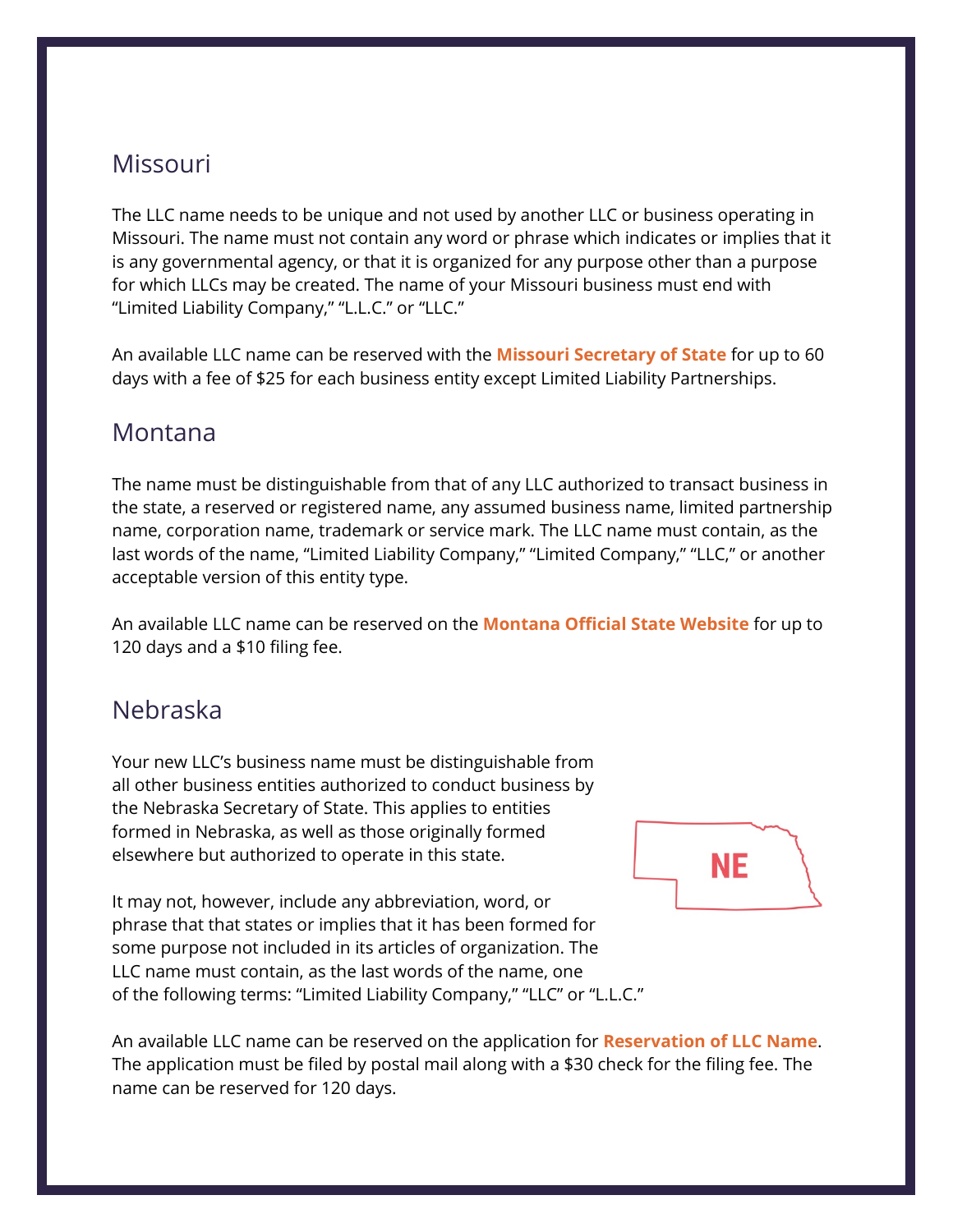## Missouri

The LLC name needs to be unique and not used by another LLC or business operating in Missouri. The name must not contain any word or phrase which indicates or implies that it is any governmental agency, or that it is organized for any purpose other than a purpose for which LLCs may be created. The name of your Missouri business must end with "Limited Liability Company," "L.L.C." or "LLC."

An available LLC name can be reserved with the **Missouri Secretary of State** for up to 60 days with a fee of $25 for each business entity except Limited Liability Partnerships.

## Montana

The name must be distinguishable from that of any LLC authorized to transact business in the state, a reserved or registered name, any assumed business name, limited partnership name, corporation name, trademark or service mark. The LLC name must contain, as the last words of the name, "Limited Liability Company," "Limited Company," "LLC," or another acceptable version of this entity type.

An available LLC name can be reserved on the **Montana Official State Website** for up to 120 days and a $10 filing fee.

## Nebraska

Your new LLC's business name must be distinguishable from all other business entities authorized to conduct business by the Nebraska Secretary of State. This applies to entities formed in Nebraska, as well as those originally formed elsewhere but authorized to operate in this state.

It may not, however, include any abbreviation, word, or phrase that that states or implies that it has been formed for some purpose not included in its articles of organization. The LLC name must contain, as the last words of the name, one of the following terms: "Limited Liability Company," "LLC" or "L.L.C."

An available LLC name can be reserved on the application for **Reservation of LLC Name**. The application must be filed by postal mail along with a $30 check for the filing fee. The name can be reserved for 120 days.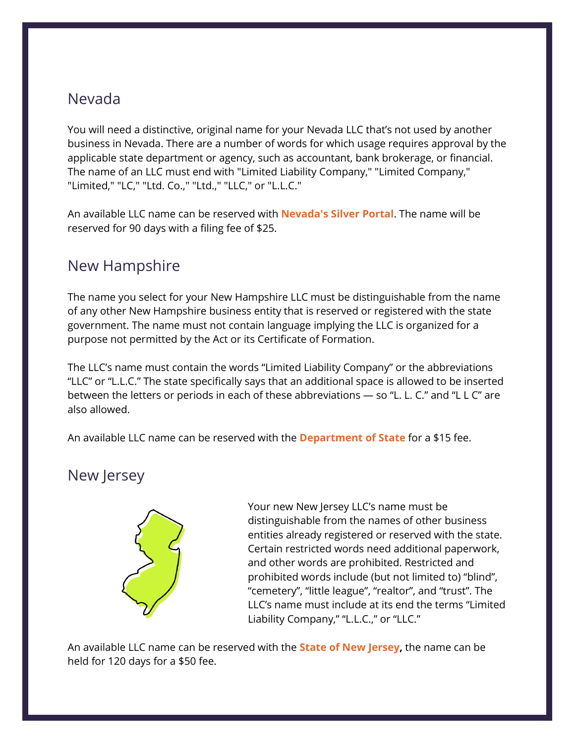## Nevada

You will need a distinctive, original name for your Nevada LLC that's not used by another business in Nevada. There are a number of words for which usage requires approval by the applicable state department or agency, such as accountant, bank brokerage, or financial. The name of an LLC must end with "Limited Liability Company," "Limited Company," "Limited," "LC," "Ltd. Co.," "Ltd.," "LLC," or "L.L.C."

An available LLC name can be reserved with **Nevada's Silver Portal**. The name will be reserved for 90 days with a filing fee of $25.

## New Hampshire

The name you select for your New Hampshire LLC must be distinguishable from the name of any other New Hampshire business entity that is reserved or registered with the state government. The name must not contain language implying the LLC is organized for a purpose not permitted by the Act or its Certificate of Formation.

The LLC's name must contain the words "Limited Liability Company" or the abbreviations "LLC" or "L.L.C." The state specifically says that an additional space is allowed to be inserted between the letters or periods in each of these abbreviations — so "L. L. C." and "L L C" are also allowed.

An available LLC name can be reserved with the **Department of State** for a $15 fee.

## New Jersey

Your new New Jersey LLC's name must be distinguishable from the names of other business entities already registered or reserved with the state. Certain restricted words need additional paperwork, and other words are prohibited. Restricted and prohibited words include (but not limited to) "blind", "cemetery", "little league", "realtor", and "trust". The LLC's name must include at its end the terms "Limited Liability Company," "L.L.C.," or "LLC."

An available LLC name can be reserved with the **State of New Jersey**, the name can be held for 120 days for a $50 fee.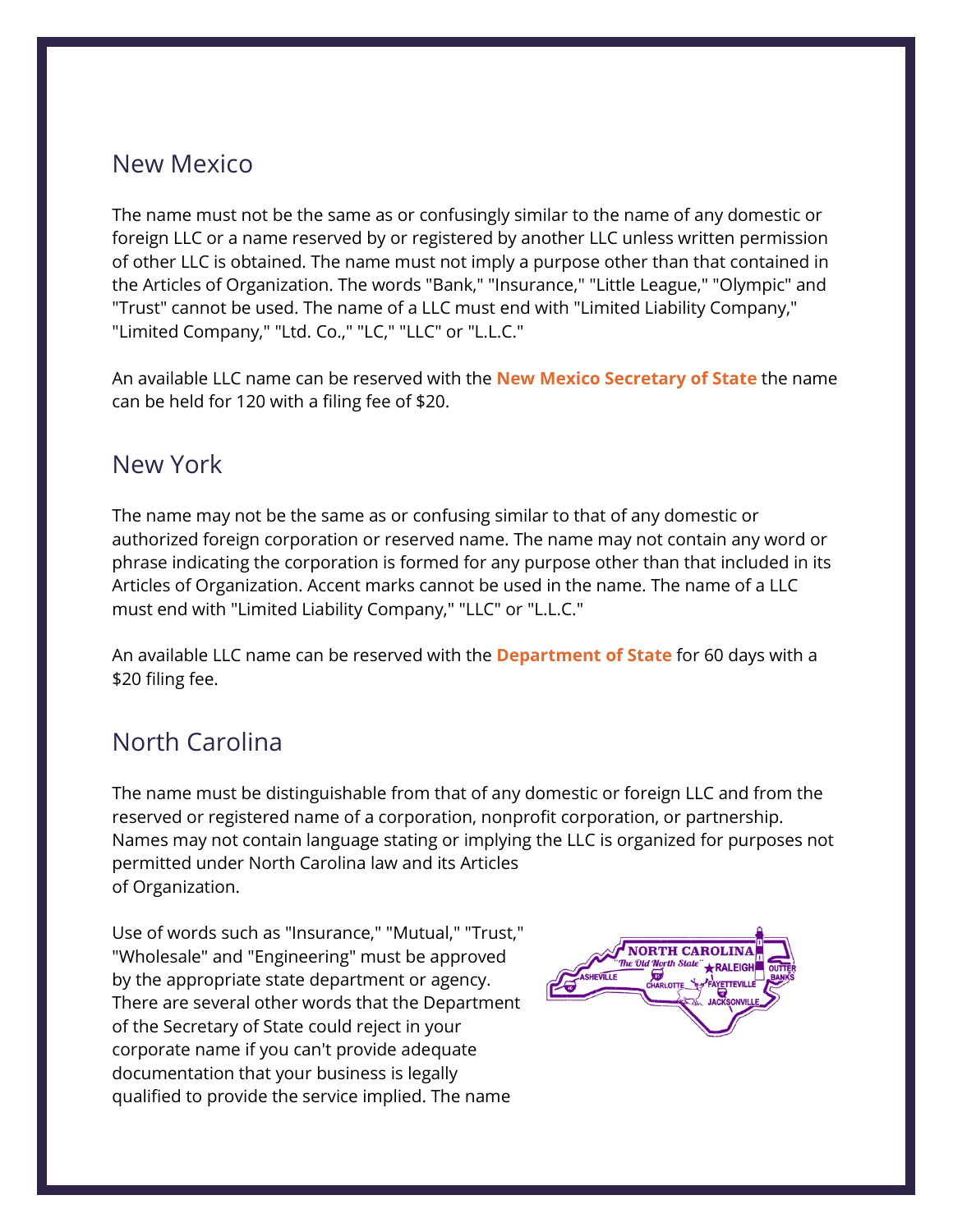## New Mexico

The name must not be the same as or confusingly similar to the name of any domestic or foreign LLC or a name reserved by or registered by another LLC unless written permission of other LLC is obtained. The name must not imply a purpose other than that contained in the Articles of Organization. The words "Bank," "Insurance," "Little League," "Olympic" and "Trust" cannot be used. The name of a LLC must end with "Limited Liability Company," "Limited Company," "Ltd. Co.," "LC," "LLC" or "L.L.C."

An available LLC name can be reserved with the **New Mexico Secretary of State** the name can be held for 120 with a filing fee of $20.

## New York

The name may not be the same as or confusing similar to that of any domestic or authorized foreign corporation or reserved name. The name may not contain any word or phrase indicating the corporation is formed for any purpose other than that included in its Articles of Organization. Accent marks cannot be used in the name. The name of a LLC must end with "Limited Liability Company," "LLC" or "L.L.C."

An available LLC name can be reserved with the **Department of State** for 60 days with a $20 filing fee.

## North Carolina

The name must be distinguishable from that of any domestic or foreign LLC and from the reserved or registered name of a corporation, nonprofit corporation, or partnership. Names may not contain language stating or implying the LLC is organized for purposes not permitted under North Carolina law and its Articles of Organization.

Use of words such as "Insurance," "Mutual," "Trust," "Wholesale" and "Engineering" must be approved by the appropriate state department or agency. There are several other words that the Department of the Secretary of State could reject in your corporate name if you can't provide adequate documentation that your business is legally qualified to provide the service implied. The name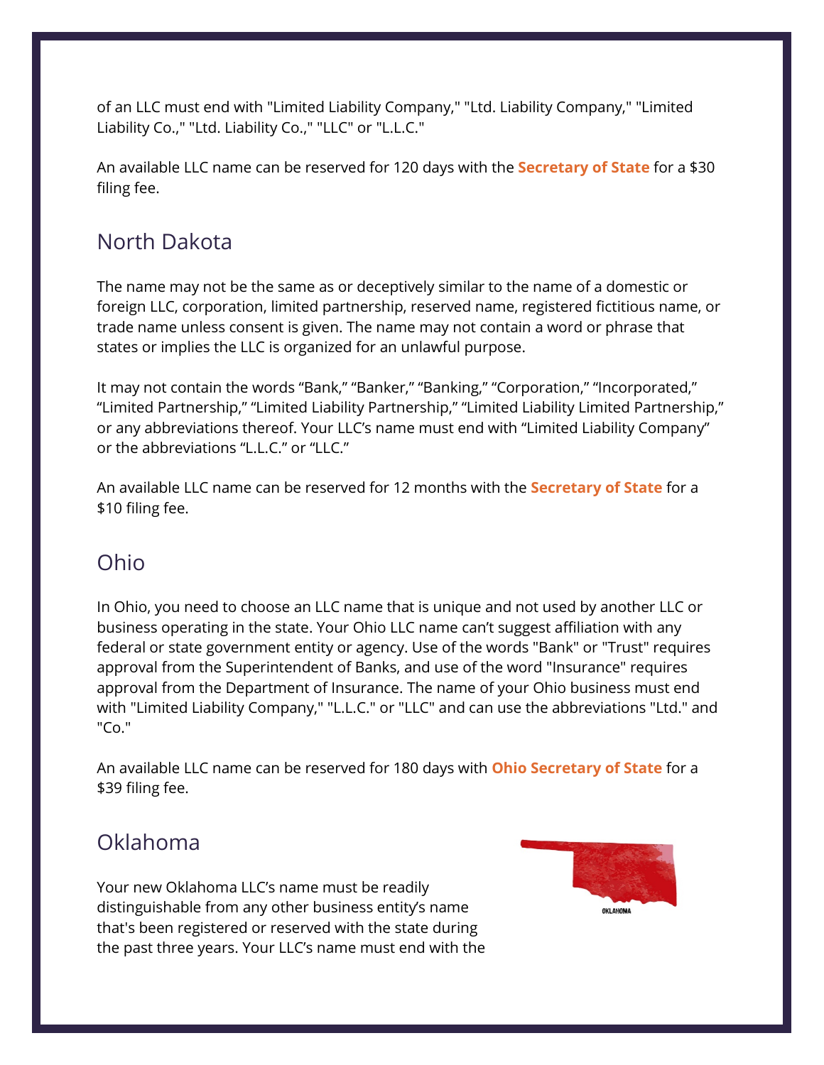of an LLC must end with "Limited Liability Company," "Ltd. Liability Company," "Limited Liability Co.," "Ltd. Liability Co.," "LLC" or "L.L.C."

An available LLC name can be reserved for 120 days with the **Secretary of State** for a $30 filing fee.

## North Dakota

The name may not be the same as or deceptively similar to the name of a domestic or foreign LLC, corporation, limited partnership, reserved name, registered fictitious name, or trade name unless consent is given. The name may not contain a word or phrase that states or implies the LLC is organized for an unlawful purpose.

It may not contain the words “Bank,” “Banker,” “Banking,” “Corporation,” “Incorporated,” “Limited Partnership,” “Limited Liability Partnership,” “Limited Liability Limited Partnership,” or any abbreviations thereof. Your LLC’s name must end with “Limited Liability Company” or the abbreviations “L.L.C.” or “LLC.”

An available LLC name can be reserved for 12 months with the **Secretary of State** for a $10 filing fee.

## Ohio

In Ohio, you need to choose an LLC name that is unique and not used by another LLC or business operating in the state. Your Ohio LLC name can’t suggest affiliation with any federal or state government entity or agency. Use of the words "Bank" or "Trust" requires approval from the Superintendent of Banks, and use of the word "Insurance" requires approval from the Department of Insurance. The name of your Ohio business must end with "Limited Liability Company," "L.L.C." or "LLC" and can use the abbreviations "Ltd." and "Co."

An available LLC name can be reserved for 180 days with **Ohio Secretary of State** for a $39 filing fee.

## Oklahoma

Your new Oklahoma LLC’s name must be readily distinguishable from any other business entity’s name that's been registered or reserved with the state during the past three years. Your LLC’s name must end with the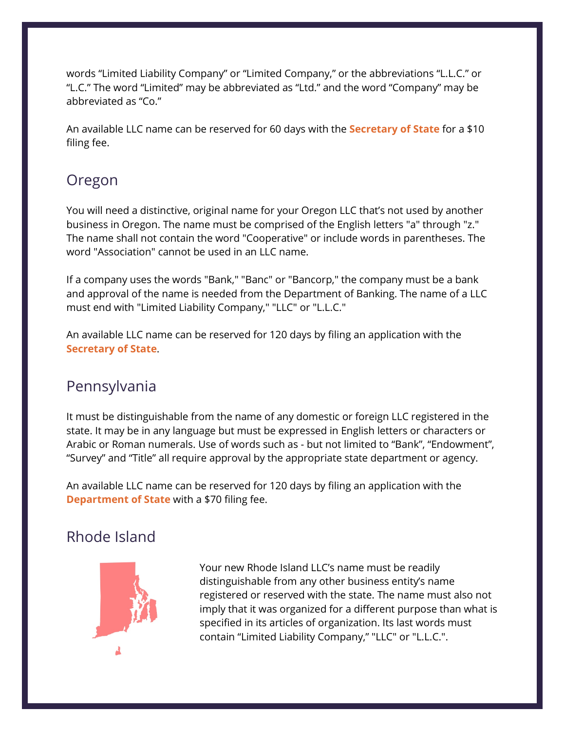words “Limited Liability Company” or “Limited Company,” or the abbreviations “L.L.C.” or “L.C.” The word “Limited” may be abbreviated as “Ltd.” and the word “Company” may be abbreviated as “Co.”

An available LLC name can be reserved for 60 days with the **Secretary of State** for a $10 filing fee.

## Oregon

You will need a distinctive, original name for your Oregon LLC that’s not used by another business in Oregon. The name must be comprised of the English letters "a" through "z." The name shall not contain the word "Cooperative" or include words in parentheses. The word "Association" cannot be used in an LLC name.

If a company uses the words "Bank," "Banc" or "Bancorp," the company must be a bank and approval of the name is needed from the Department of Banking. The name of a LLC must end with "Limited Liability Company," "LLC" or "L.L.C."

An available LLC name can be reserved for 120 days by filing an application with the **Secretary of State**.

## Pennsylvania

It must be distinguishable from the name of any domestic or foreign LLC registered in the state. It may be in any language but must be expressed in English letters or characters or Arabic or Roman numerals. Use of words such as - but not limited to “Bank”, “Endowment”, “Survey” and “Title” all require approval by the appropriate state department or agency.

An available LLC name can be reserved for 120 days by filing an application with the **Department of State** with a $70 filing fee.

## Rhode Island

Your new Rhode Island LLC’s name must be readily distinguishable from any other business entity’s name registered or reserved with the state. The name must also not imply that it was organized for a different purpose than what is specified in its articles of organization. Its last words must contain “Limited Liability Company,” "LLC" or "L.L.C.".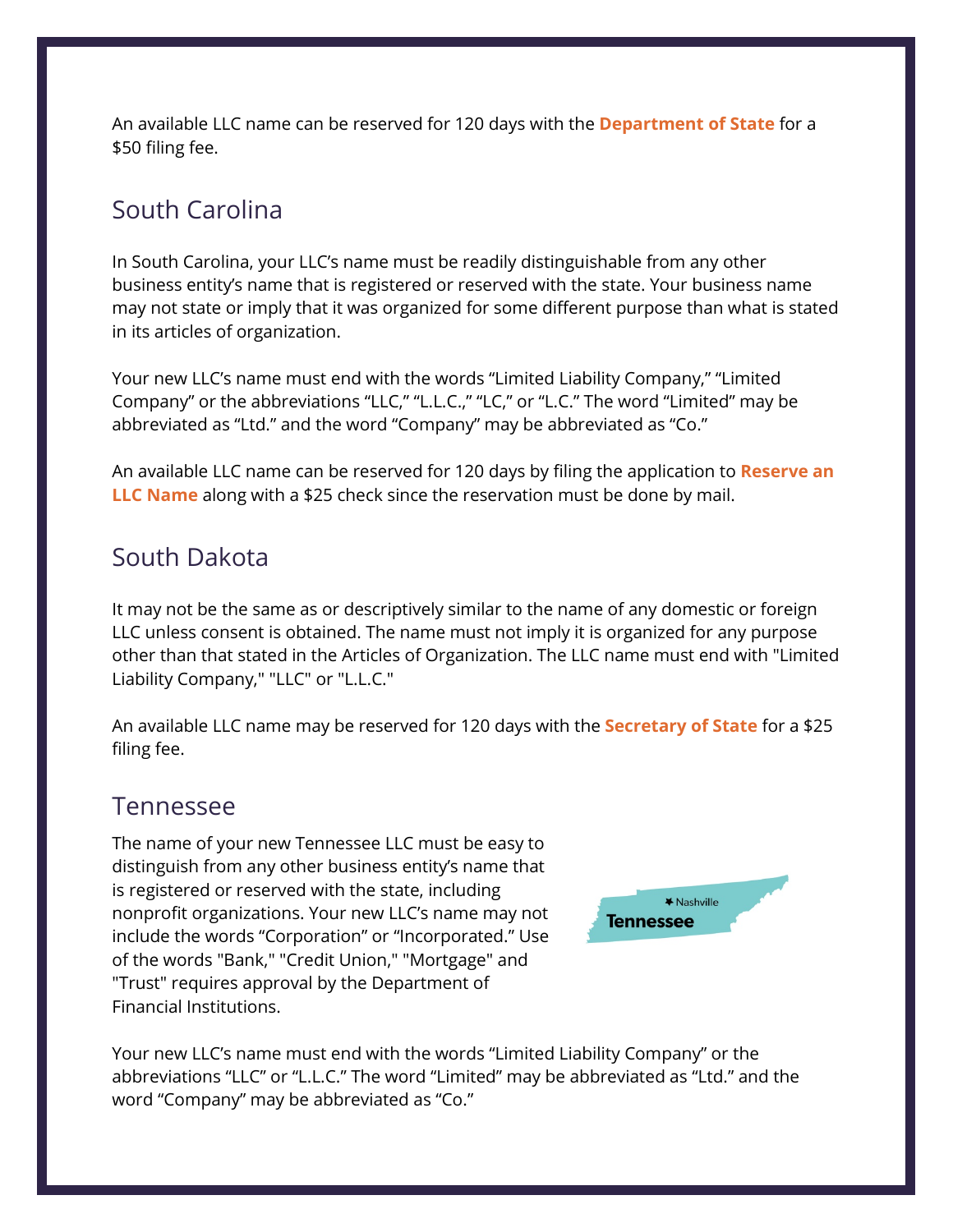An available LLC name can be reserved for 120 days with the **Department of State** for a $50 filing fee.

## South Carolina

In South Carolina, your LLC's name must be readily distinguishable from any other business entity's name that is registered or reserved with the state. Your business name may not state or imply that it was organized for some different purpose than what is stated in its articles of organization.

Your new LLC's name must end with the words "Limited Liability Company," "Limited Company" or the abbreviations "LLC," "L.L.C.," "LC," or "L.C." The word "Limited" may be abbreviated as "Ltd." and the word "Company" may be abbreviated as "Co."

An available LLC name can be reserved for 120 days by filing the application to **Reserve an LLC Name** along with a $25 check since the reservation must be done by mail.

## South Dakota

It may not be the same as or descriptively similar to the name of any domestic or foreign LLC unless consent is obtained. The name must not imply it is organized for any purpose other than that stated in the Articles of Organization. The LLC name must end with "Limited Liability Company," "LLC" or "L.L.C."

An available LLC name may be reserved for 120 days with the **Secretary of State** for a $25 filing fee.

## Tennessee

The name of your new Tennessee LLC must be easy to distinguish from any other business entity's name that is registered or reserved with the state, including nonprofit organizations. Your new LLC's name may not include the words "Corporation" or "Incorporated." Use of the words "Bank," "Credit Union," "Mortgage" and "Trust" requires approval by the Department of Financial Institutions.

Your new LLC's name must end with the words "Limited Liability Company" or the abbreviations "LLC" or "L.L.C." The word "Limited" may be abbreviated as "Ltd." and the word "Company" may be abbreviated as "Co."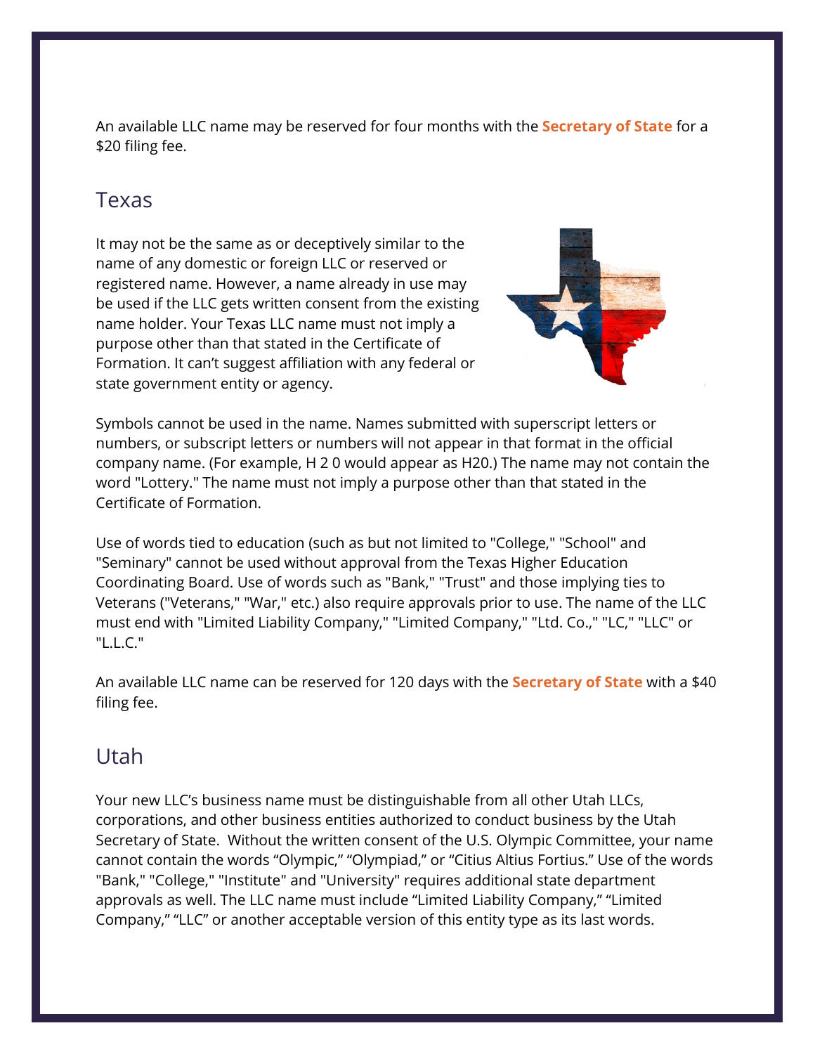An available LLC name may be reserved for four months with the **Secretary of State** for a $20 filing fee.

## Texas

It may not be the same as or deceptively similar to the name of any domestic or foreign LLC or reserved or registered name. However, a name already in use may be used if the LLC gets written consent from the existing name holder. Your Texas LLC name must not imply a purpose other than that stated in the Certificate of Formation. It can't suggest affiliation with any federal or state government entity or agency.

Symbols cannot be used in the name. Names submitted with superscript letters or numbers, or subscript letters or numbers will not appear in that format in the official company name. (For example, H 2 0 would appear as H20.) The name may not contain the word "Lottery." The name must not imply a purpose other than that stated in the Certificate of Formation.

Use of words tied to education (such as but not limited to "College," "School" and "Seminary" cannot be used without approval from the Texas Higher Education Coordinating Board. Use of words such as "Bank," "Trust" and those implying ties to Veterans ("Veterans," "War," etc.) also require approvals prior to use. The name of the LLC must end with "Limited Liability Company," "Limited Company," "Ltd. Co.," "LC," "LLC" or "L.L.C."

An available LLC name can be reserved for 120 days with the **Secretary of State** with a $40 filing fee.

## Utah

Your new LLC's business name must be distinguishable from all other Utah LLCs, corporations, and other business entities authorized to conduct business by the Utah Secretary of State. Without the written consent of the U.S. Olympic Committee, your name cannot contain the words "Olympic," "Olympiad," or "Citius Altius Fortius." Use of the words "Bank," "College," "Institute" and "University" requires additional state department approvals as well. The LLC name must include "Limited Liability Company," "Limited Company," "LLC" or another acceptable version of this entity type as its last words.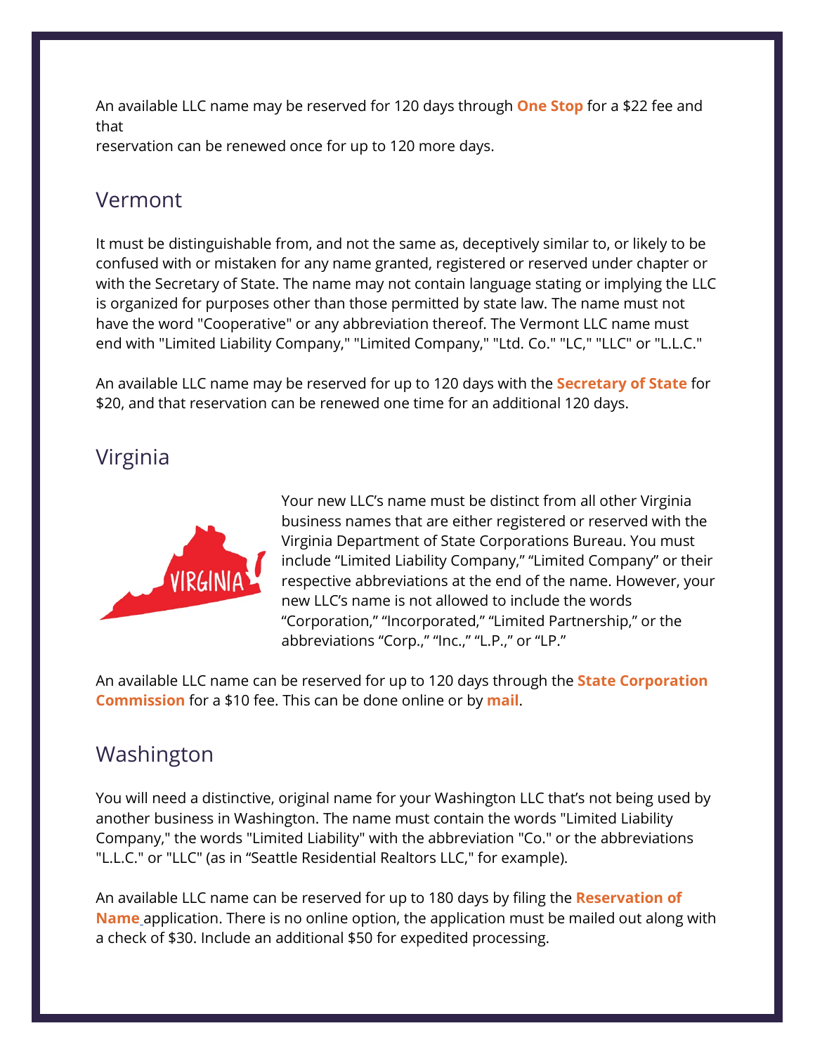An available LLC name may be reserved for 120 days through **One Stop** for a $22 fee and that
reservation can be renewed once for up to 120 more days.

## Vermont

It must be distinguishable from, and not the same as, deceptively similar to, or likely to be confused with or mistaken for any name granted, registered or reserved under chapter or with the Secretary of State. The name may not contain language stating or implying the LLC is organized for purposes other than those permitted by state law. The name must not have the word "Cooperative" or any abbreviation thereof. The Vermont LLC name must end with "Limited Liability Company," "Limited Company," "Ltd. Co." "LC," "LLC" or "L.L.C."

An available LLC name may be reserved for up to 120 days with the **Secretary of State** for $20, and that reservation can be renewed one time for an additional 120 days.

## Virginia

Your new LLC's name must be distinct from all other Virginia business names that are either registered or reserved with the Virginia Department of State Corporations Bureau. You must include "Limited Liability Company," "Limited Company" or their respective abbreviations at the end of the name. However, your new LLC's name is not allowed to include the words "Corporation," "Incorporated," "Limited Partnership," or the abbreviations "Corp.," "Inc.," "L.P.," or "LP."

An available LLC name can be reserved for up to 120 days through the **State Corporation Commission** for a $10 fee. This can be done online or by **mail**.

## Washington

You will need a distinctive, original name for your Washington LLC that's not being used by another business in Washington. The name must contain the words "Limited Liability Company," the words "Limited Liability" with the abbreviation "Co." or the abbreviations "L.L.C." or "LLC" (as in "Seattle Residential Realtors LLC," for example).

An available LLC name can be reserved for up to 180 days by filing the **Reservation of Name** application. There is no online option, the application must be mailed out along with a check of $30. Include an additional $50 for expedited processing.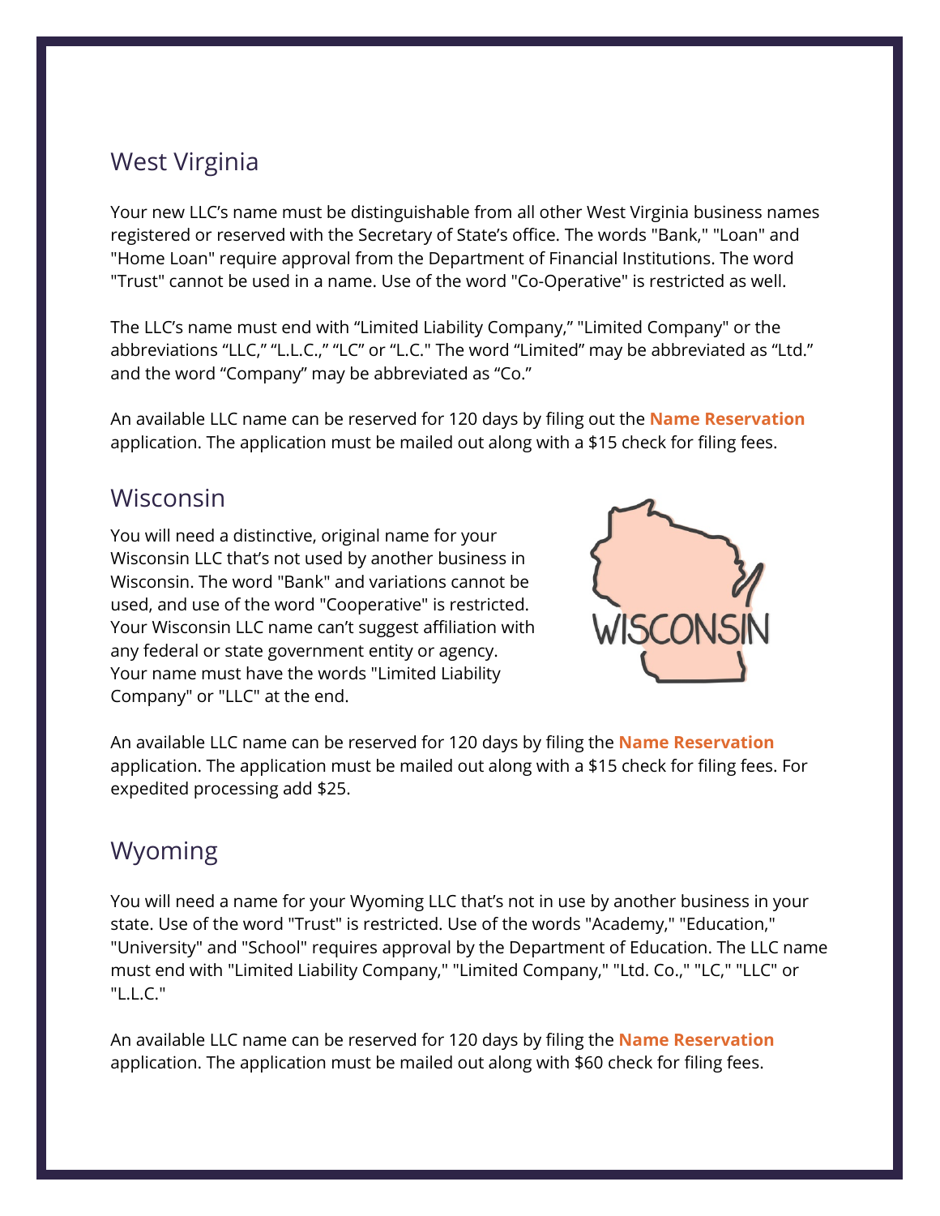## West Virginia

Your new LLC's name must be distinguishable from all other West Virginia business names registered or reserved with the Secretary of State's office. The words "Bank," "Loan" and "Home Loan" require approval from the Department of Financial Institutions. The word "Trust" cannot be used in a name. Use of the word "Co-Operative" is restricted as well.

The LLC's name must end with "Limited Liability Company," "Limited Company" or the abbreviations "LLC," "L.L.C.," "LC" or "L.C." The word "Limited" may be abbreviated as "Ltd." and the word "Company" may be abbreviated as "Co."

An available LLC name can be reserved for 120 days by filing out the **Name Reservation** application. The application must be mailed out along with a $15 check for filing fees.

## Wisconsin

You will need a distinctive, original name for your Wisconsin LLC that's not used by another business in Wisconsin. The word "Bank" and variations cannot be used, and use of the word "Cooperative" is restricted. Your Wisconsin LLC name can't suggest affiliation with any federal or state government entity or agency. Your name must have the words "Limited Liability Company" or "LLC" at the end.

An available LLC name can be reserved for 120 days by filing the **Name Reservation** application. The application must be mailed out along with a $15 check for filing fees. For expedited processing add $25.

## Wyoming

You will need a name for your Wyoming LLC that's not in use by another business in your state. Use of the word "Trust" is restricted. Use of the words "Academy," "Education," "University" and "School" requires approval by the Department of Education. The LLC name must end with "Limited Liability Company," "Limited Company," "Ltd. Co.," "LC," "LLC" or "L.L.C."

An available LLC name can be reserved for 120 days by filing the **Name Reservation** application. The application must be mailed out along with $60 check for filing fees.